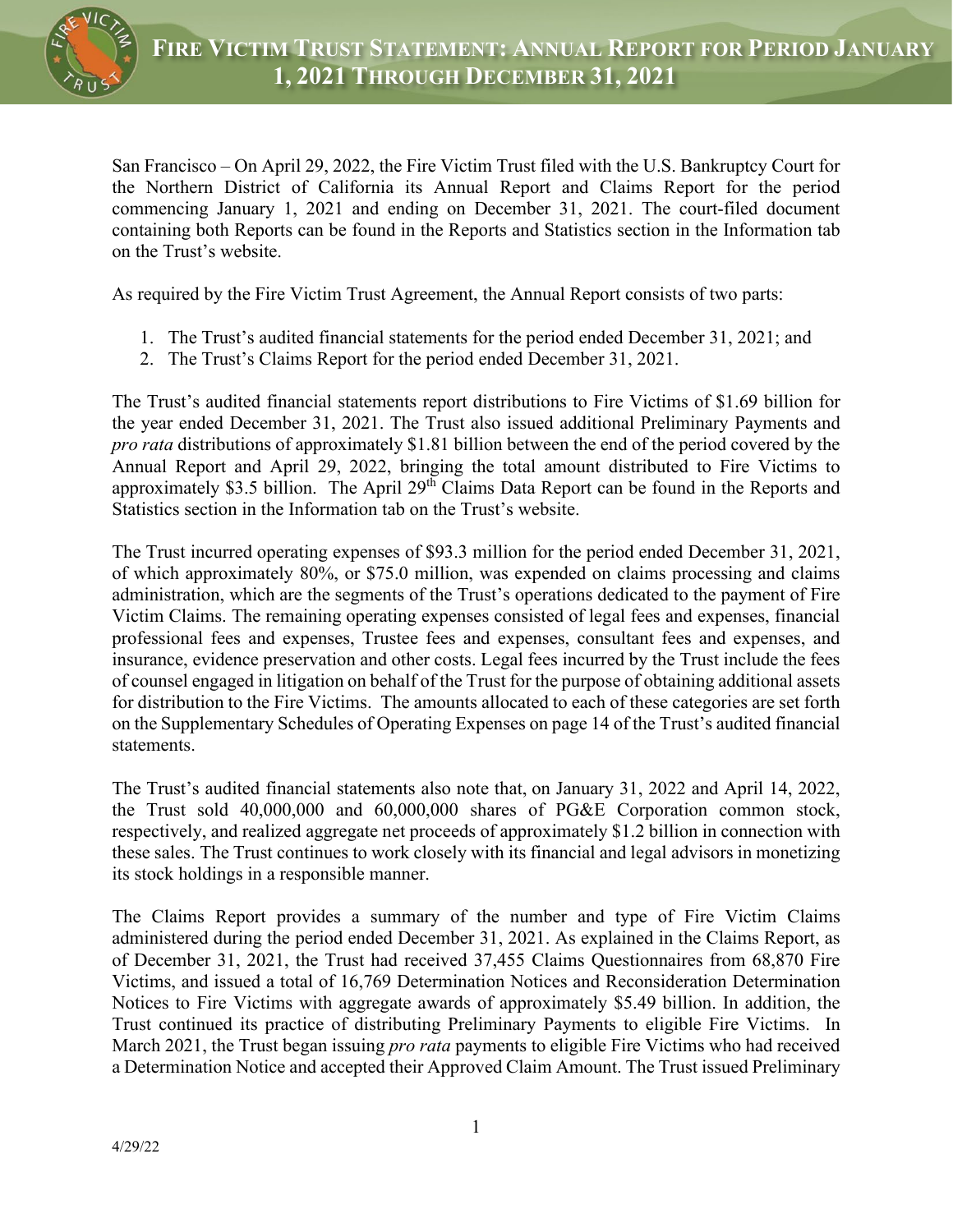# Fire Victim Trust Statement: Annual Report for Period January 1, 2021 Through December 31, 2021

San Francisco – On April 29, 2022, the Fire Victim Trust filed with the U.S. Bankruptcy Court for the Northern District of California its Annual Report and Claims Report for the period commencing January 1, 2021 and ending on December 31, 2021. The court-filed document containing both Reports can be found in the Reports and Statistics section in the Information tab on the Trust's website.

As required by the Fire Victim Trust Agreement, the Annual Report consists of two parts:

1. The Trust's audited financial statements for the period ended December 31, 2021; and
2. The Trust's Claims Report for the period ended December 31, 2021.

The Trust's audited financial statements report distributions to Fire Victims of $1.69 billion for the year ended December 31, 2021. The Trust also issued additional Preliminary Payments and *pro rata* distributions of approximately $1.81 billion between the end of the period covered by the Annual Report and April 29, 2022, bringing the total amount distributed to Fire Victims to approximately $3.5 billion. The April 29th Claims Data Report can be found in the Reports and Statistics section in the Information tab on the Trust's website.

The Trust incurred operating expenses of $93.3 million for the period ended December 31, 2021, of which approximately 80%, or $75.0 million, was expended on claims processing and claims administration, which are the segments of the Trust's operations dedicated to the payment of Fire Victim Claims. The remaining operating expenses consisted of legal fees and expenses, financial professional fees and expenses, Trustee fees and expenses, consultant fees and expenses, and insurance, evidence preservation and other costs. Legal fees incurred by the Trust include the fees of counsel engaged in litigation on behalf of the Trust for the purpose of obtaining additional assets for distribution to the Fire Victims. The amounts allocated to each of these categories are set forth on the Supplementary Schedules of Operating Expenses on page 14 of the Trust's audited financial statements.

The Trust's audited financial statements also note that, on January 31, 2022 and April 14, 2022, the Trust sold 40,000,000 and 60,000,000 shares of PG&E Corporation common stock, respectively, and realized aggregate net proceeds of approximately $1.2 billion in connection with these sales. The Trust continues to work closely with its financial and legal advisors in monetizing its stock holdings in a responsible manner.

The Claims Report provides a summary of the number and type of Fire Victim Claims administered during the period ended December 31, 2021. As explained in the Claims Report, as of December 31, 2021, the Trust had received 37,455 Claims Questionnaires from 68,870 Fire Victims, and issued a total of 16,769 Determination Notices and Reconsideration Determination Notices to Fire Victims with aggregate awards of approximately $5.49 billion. In addition, the Trust continued its practice of distributing Preliminary Payments to eligible Fire Victims. In March 2021, the Trust began issuing *pro rata* payments to eligible Fire Victims who had received a Determination Notice and accepted their Approved Claim Amount. The Trust issued Preliminary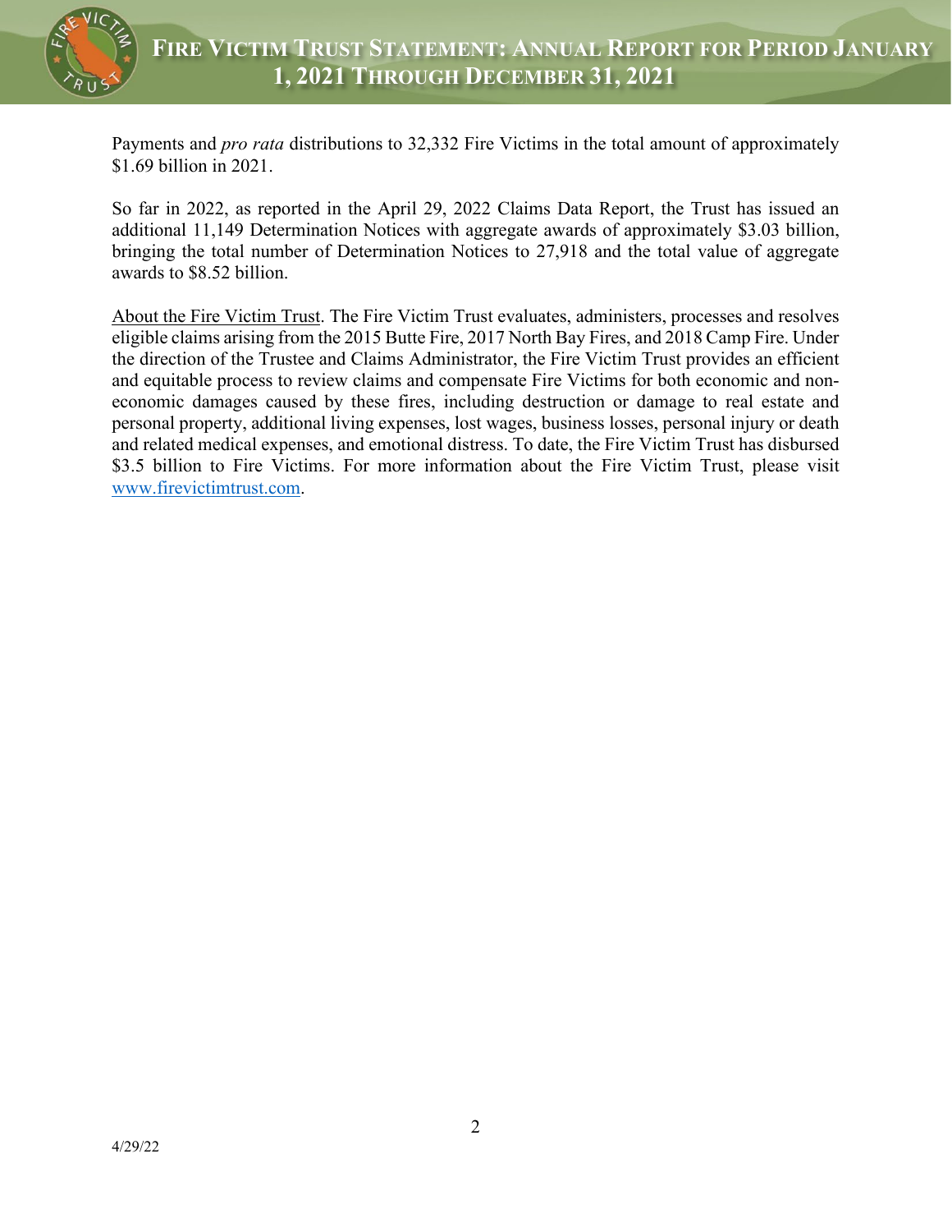Payments and *pro rata* distributions to 32,332 Fire Victims in the total amount of approximately $1.69 billion in 2021.

So far in 2022, as reported in the April 29, 2022 Claims Data Report, the Trust has issued an additional 11,149 Determination Notices with aggregate awards of approximately $3.03 billion, bringing the total number of Determination Notices to 27,918 and the total value of aggregate awards to $8.52 billion.

About the Fire Victim Trust. The Fire Victim Trust evaluates, administers, processes and resolves eligible claims arising from the 2015 Butte Fire, 2017 North Bay Fires, and 2018 Camp Fire. Under the direction of the Trustee and Claims Administrator, the Fire Victim Trust provides an efficient and equitable process to review claims and compensate Fire Victims for both economic and non-economic damages caused by these fires, including destruction or damage to real estate and personal property, additional living expenses, lost wages, business losses, personal injury or death and related medical expenses, and emotional distress. To date, the Fire Victim Trust has disbursed $3.5 billion to Fire Victims. For more information about the Fire Victim Trust, please visit www.firevictimtrust.com.

4/29/22